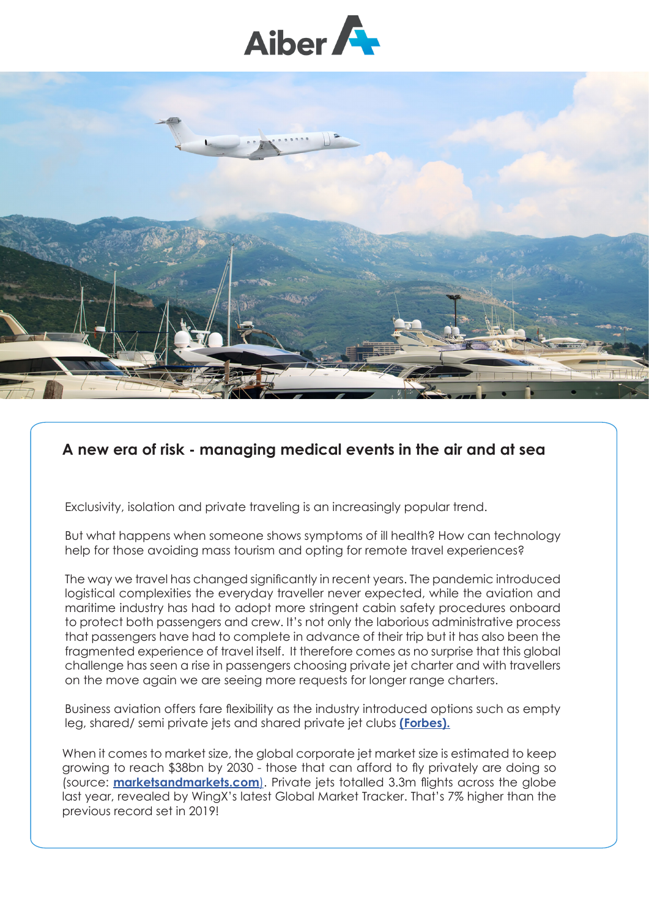## A new era of risk - managing medical events in the air and at sea

Exclusivity, isolation and private traveling is an increasingly popular trend.

But what happens when someone shows symptoms of ill health? How can technology help for those avoiding mass tourism and opting for remote travel experiences?

The way we travel has changed significantly in recent years. The pandemic introduced logistical complexities the everyday traveller never expected, while the aviation and maritime industry has had to adopt more stringent cabin safety procedures onboard to protect both passengers and crew. It's not only the laborious administrative process that passengers have had to complete in advance of their trip but it has also been the fragmented experience of travel itself. It therefore comes as no surprise that this global challenge has seen a rise in passengers choosing private jet charter and with travellers on the move again we are seeing more requests for longer range charters.

Business aviation offers fare flexibility as the industry introduced options such as empty leg, shared/ semi private jets and shared private jet clubs **(Forbes).**

When it comes to market size, the global corporate jet market size is estimated to keep growing to reach $38bn by 2030 - those that can afford to fly privately are doing so (source: **marketsandmarkets.com**). Private jets totalled 3.3m flights across the globe last year, revealed by WingX's latest Global Market Tracker. That's 7% higher than the previous record set in 2019!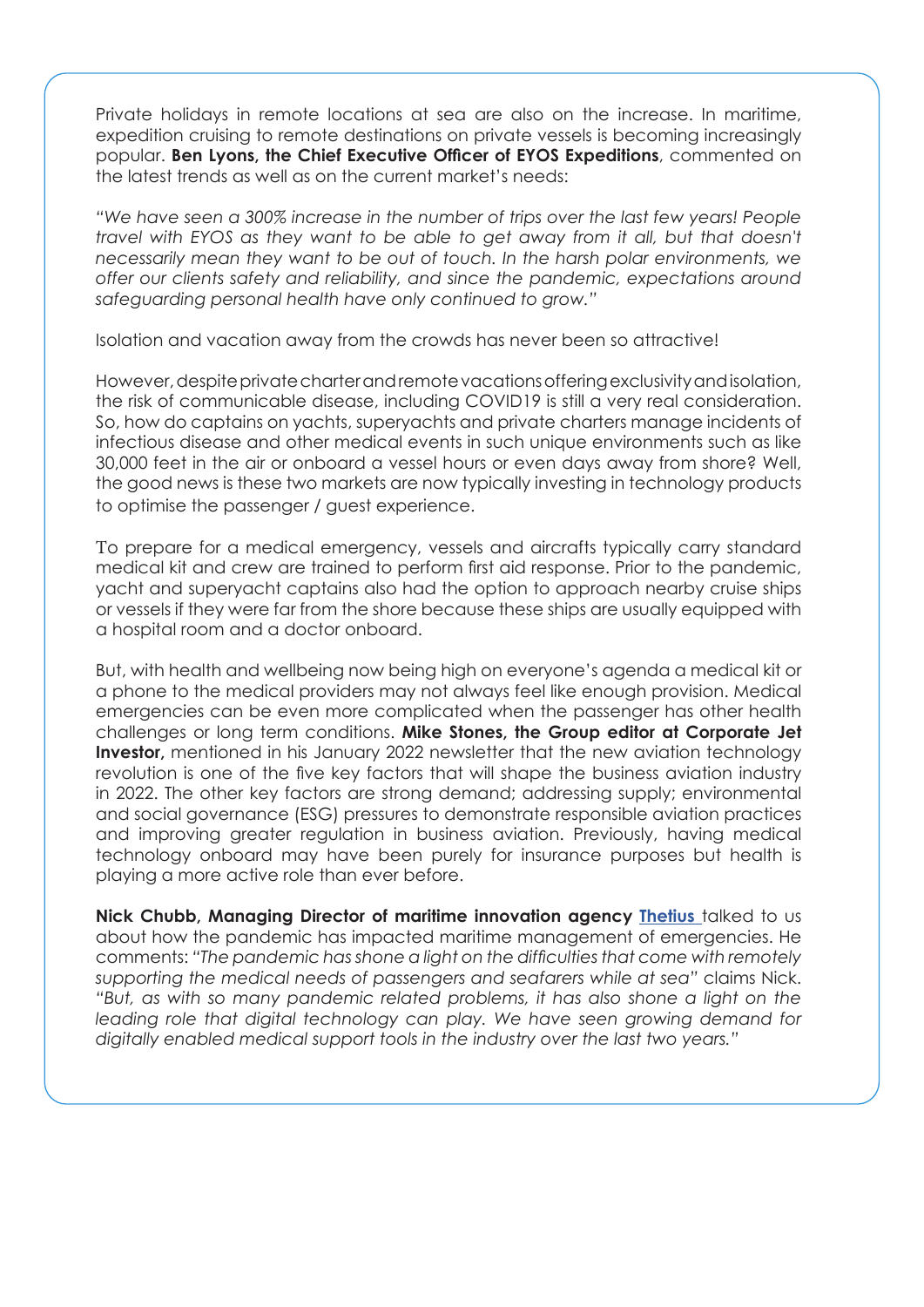Private holidays in remote locations at sea are also on the increase. In maritime, expedition cruising to remote destinations on private vessels is becoming increasingly popular. **Ben Lyons, the Chief Executive Officer of EYOS Expeditions**, commented on the latest trends as well as on the current market's needs:

*"We have seen a 300% increase in the number of trips over the last few years! People travel with EYOS as they want to be able to get away from it all, but that doesn't necessarily mean they want to be out of touch. In the harsh polar environments, we offer our clients safety and reliability, and since the pandemic, expectations around safeguarding personal health have only continued to grow."*

Isolation and vacation away from the crowds has never been so attractive!

However, despite private charter and remote vacations offering exclusivity and isolation, the risk of communicable disease, including COVID19 is still a very real consideration. So, how do captains on yachts, superyachts and private charters manage incidents of infectious disease and other medical events in such unique environments such as like 30,000 feet in the air or onboard a vessel hours or even days away from shore? Well, the good news is these two markets are now typically investing in technology products to optimise the passenger / guest experience.

To prepare for a medical emergency, vessels and aircrafts typically carry standard medical kit and crew are trained to perform first aid response. Prior to the pandemic, yacht and superyacht captains also had the option to approach nearby cruise ships or vessels if they were far from the shore because these ships are usually equipped with a hospital room and a doctor onboard.

But, with health and wellbeing now being high on everyone's agenda a medical kit or a phone to the medical providers may not always feel like enough provision. Medical emergencies can be even more complicated when the passenger has other health challenges or long term conditions. **Mike Stones, the Group editor at Corporate Jet Investor,** mentioned in his January 2022 newsletter that the new aviation technology revolution is one of the five key factors that will shape the business aviation industry in 2022. The other key factors are strong demand; addressing supply; environmental and social governance (ESG) pressures to demonstrate responsible aviation practices and improving greater regulation in business aviation. Previously, having medical technology onboard may have been purely for insurance purposes but health is playing a more active role than ever before.

**Nick Chubb, Managing Director of maritime innovation agency Thetius** talked to us about how the pandemic has impacted maritime management of emergencies. He comments: *"The pandemic has shone a light on the difficulties that come with remotely supporting the medical needs of passengers and seafarers while at sea"* claims Nick. *"But, as with so many pandemic related problems, it has also shone a light on the leading role that digital technology can play. We have seen growing demand for digitally enabled medical support tools in the industry over the last two years."*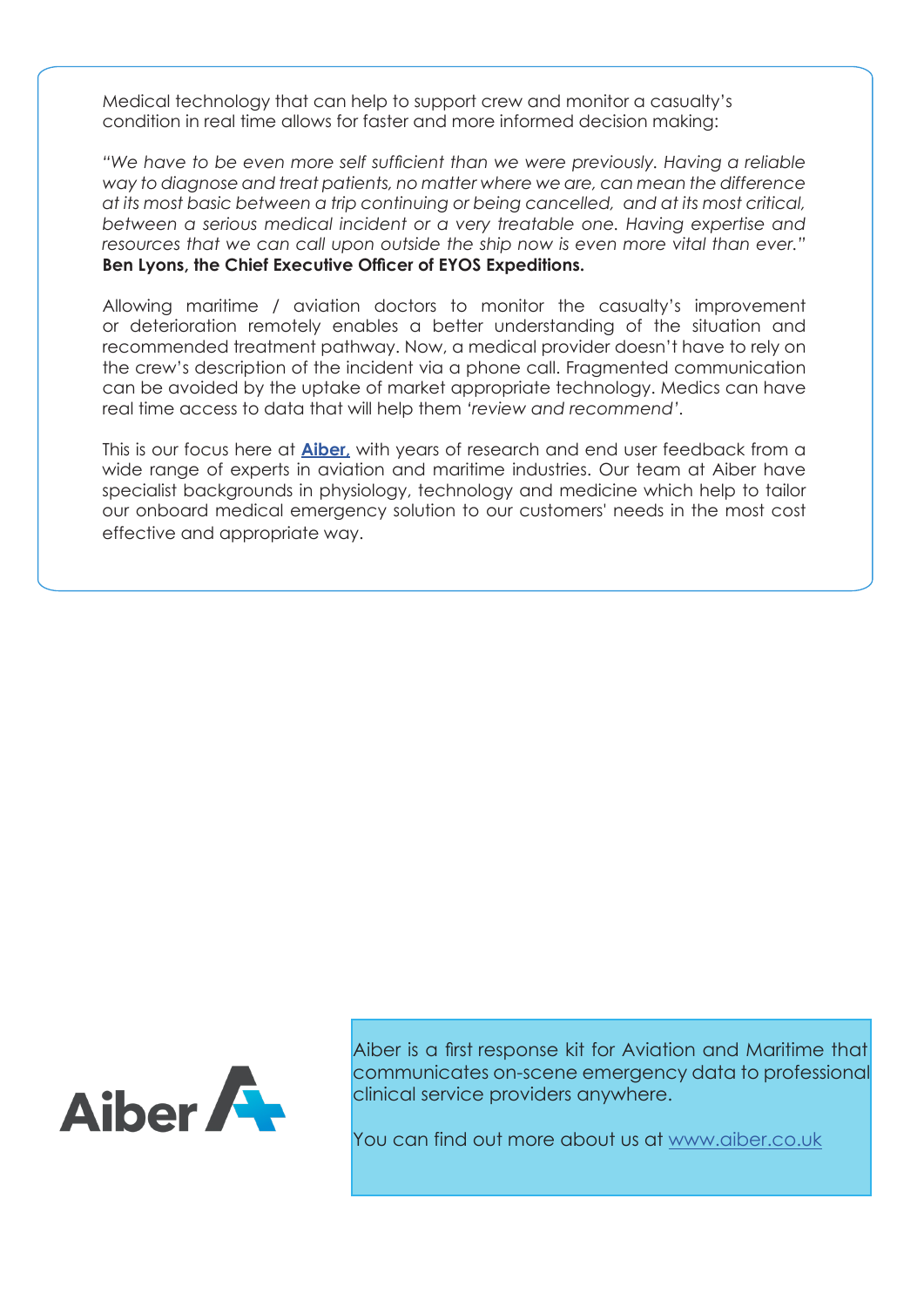Medical technology that can help to support crew and monitor a casualty's condition in real time allows for faster and more informed decision making:

*"We have to be even more self sufficient than we were previously. Having a reliable way to diagnose and treat patients, no matter where we are, can mean the difference at its most basic between a trip continuing or being cancelled, and at its most critical, between a serious medical incident or a very treatable one. Having expertise and resources that we can call upon outside the ship now is even more vital than ever."*
**Ben Lyons, the Chief Executive Officer of EYOS Expeditions.**

Allowing maritime / aviation doctors to monitor the casualty's improvement or deterioration remotely enables a better understanding of the situation and recommended treatment pathway. Now, a medical provider doesn't have to rely on the crew's description of the incident via a phone call. Fragmented communication can be avoided by the uptake of market appropriate technology. Medics can have real time access to data that will help them *'review and recommend'*.

This is our focus here at **Aiber,** with years of research and end user feedback from a wide range of experts in aviation and maritime industries. Our team at Aiber have specialist backgrounds in physiology, technology and medicine which help to tailor our onboard medical emergency solution to our customers' needs in the most cost effective and appropriate way.

Aiber

Aiber is a first response kit for Aviation and Maritime that communicates on-scene emergency data to professional clinical service providers anywhere.

You can find out more about us at www.aiber.co.uk